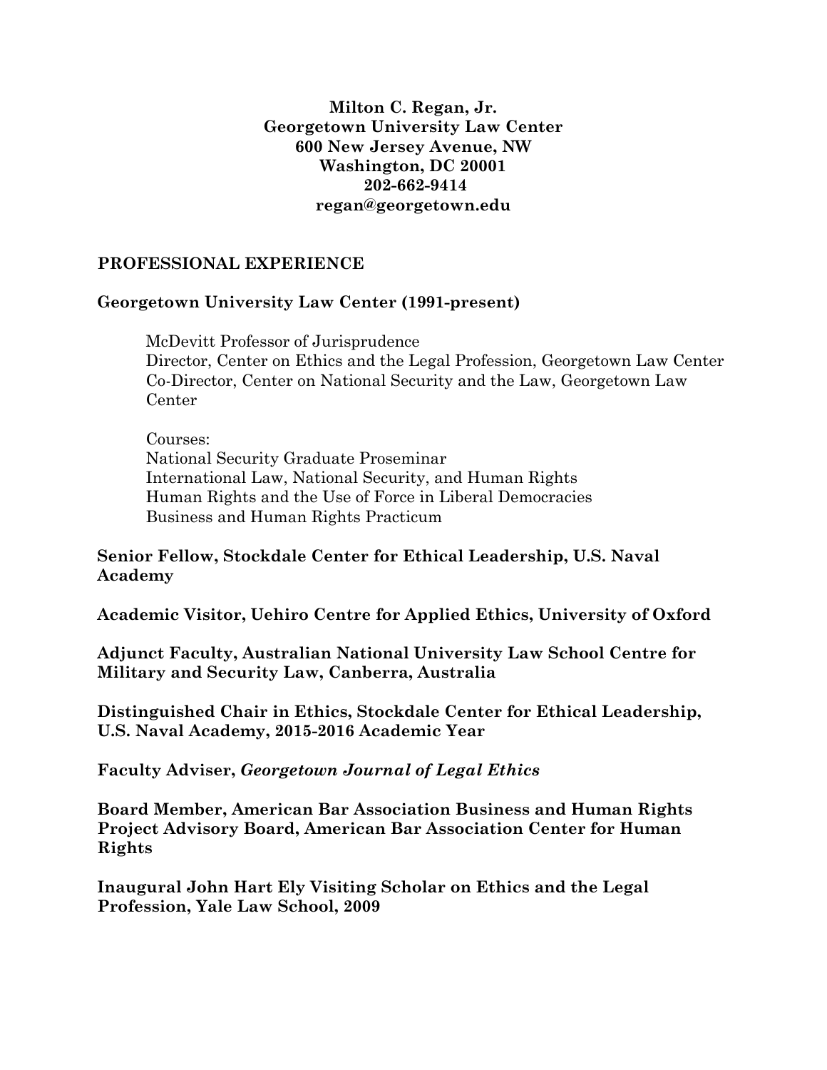**Milton C. Regan, Jr.**
**Georgetown University Law Center**
**600 New Jersey Avenue, NW**
**Washington, DC 20001**
**202-662-9414**
**regan@georgetown.edu**

## PROFESSIONAL EXPERIENCE

### Georgetown University Law Center (1991-present)

McDevitt Professor of Jurisprudence
Director, Center on Ethics and the Legal Profession, Georgetown Law Center
Co-Director, Center on National Security and the Law, Georgetown Law Center

Courses:
National Security Graduate Proseminar
International Law, National Security, and Human Rights
Human Rights and the Use of Force in Liberal Democracies
Business and Human Rights Practicum

**Senior Fellow, Stockdale Center for Ethical Leadership, U.S. Naval Academy**

**Academic Visitor, Uehiro Centre for Applied Ethics, University of Oxford**

**Adjunct Faculty, Australian National University Law School Centre for Military and Security Law, Canberra, Australia**

**Distinguished Chair in Ethics, Stockdale Center for Ethical Leadership, U.S. Naval Academy, 2015-2016 Academic Year**

**Faculty Adviser, *Georgetown Journal of Legal Ethics***

**Board Member, American Bar Association Business and Human Rights Project Advisory Board, American Bar Association Center for Human Rights**

**Inaugural John Hart Ely Visiting Scholar on Ethics and the Legal Profession, Yale Law School, 2009**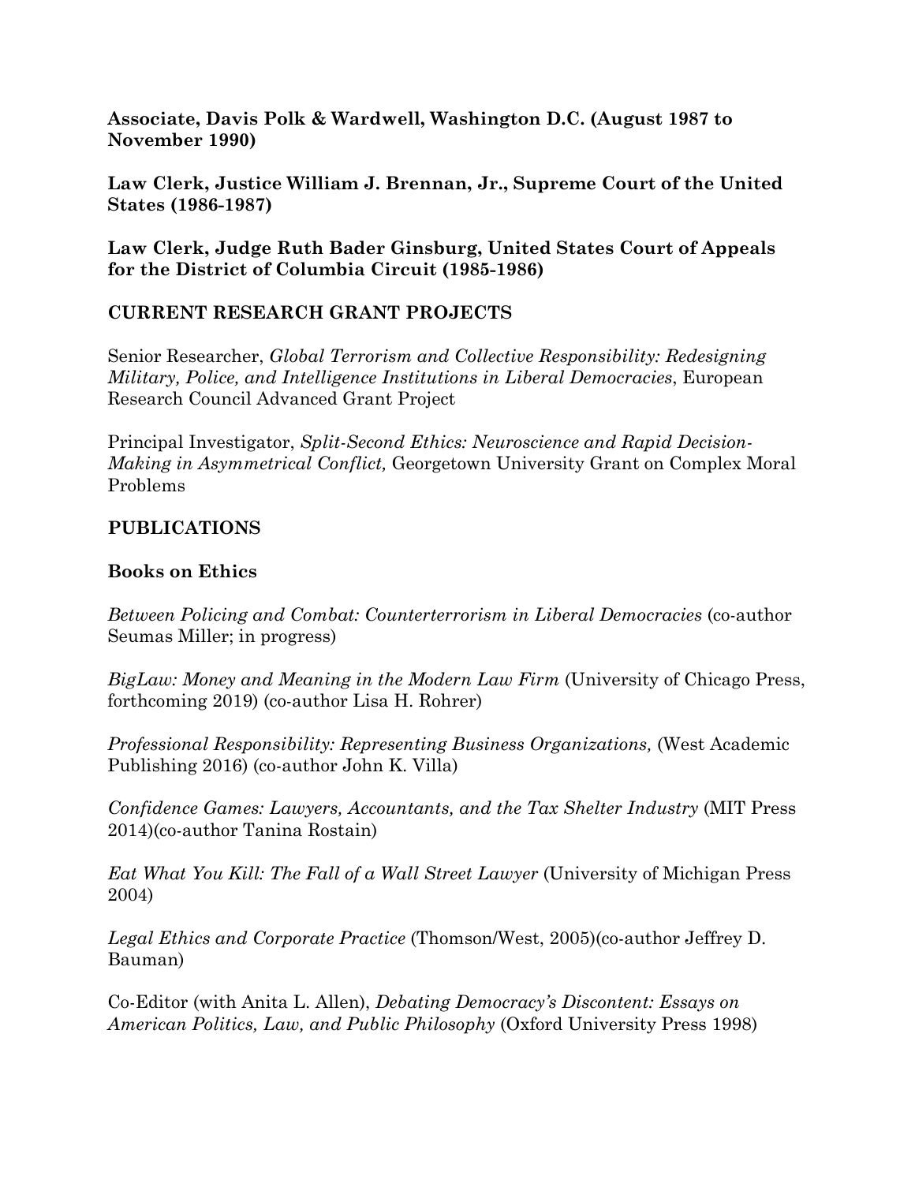**Associate, Davis Polk & Wardwell, Washington D.C. (August 1987 to November 1990)**

**Law Clerk, Justice William J. Brennan, Jr., Supreme Court of the United States (1986-1987)**

**Law Clerk, Judge Ruth Bader Ginsburg, United States Court of Appeals for the District of Columbia Circuit (1985-1986)**

## CURRENT RESEARCH GRANT PROJECTS

Senior Researcher, *Global Terrorism and Collective Responsibility: Redesigning Military, Police, and Intelligence Institutions in Liberal Democracies*, European Research Council Advanced Grant Project

Principal Investigator, *Split-Second Ethics: Neuroscience and Rapid Decision-Making in Asymmetrical Conflict,* Georgetown University Grant on Complex Moral Problems

## PUBLICATIONS

### Books on Ethics

*Between Policing and Combat: Counterterrorism in Liberal Democracies* (co-author Seumas Miller; in progress)

*BigLaw: Money and Meaning in the Modern Law Firm* (University of Chicago Press, forthcoming 2019) (co-author Lisa H. Rohrer)

*Professional Responsibility: Representing Business Organizations,* (West Academic Publishing 2016) (co-author John K. Villa)

*Confidence Games: Lawyers, Accountants, and the Tax Shelter Industry* (MIT Press 2014)(co-author Tanina Rostain)

*Eat What You Kill: The Fall of a Wall Street Lawyer* (University of Michigan Press 2004)

*Legal Ethics and Corporate Practice* (Thomson/West, 2005)(co-author Jeffrey D. Bauman)

Co-Editor (with Anita L. Allen), *Debating Democracy's Discontent: Essays on American Politics, Law, and Public Philosophy* (Oxford University Press 1998)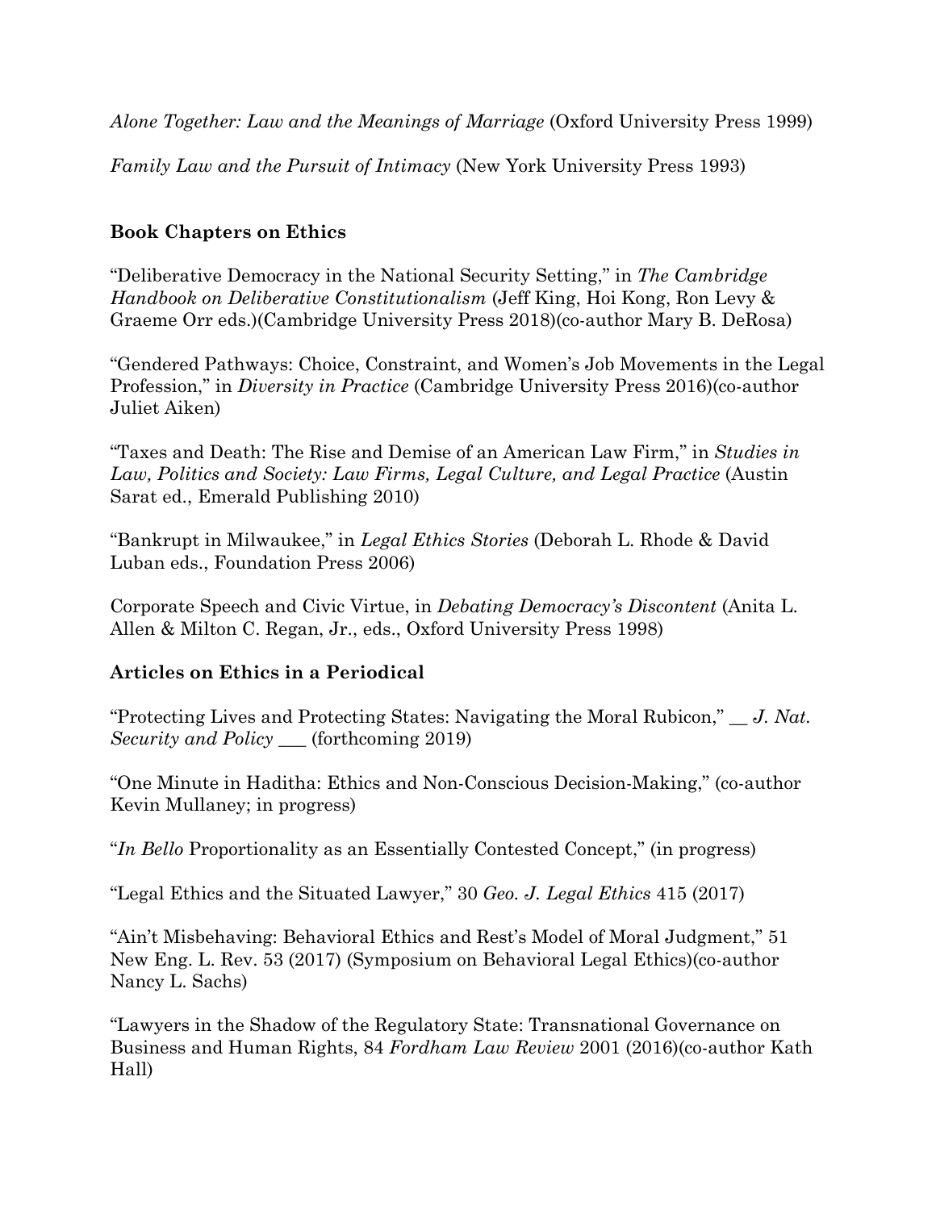*Alone Together: Law and the Meanings of Marriage* (Oxford University Press 1999)

*Family Law and the Pursuit of Intimacy* (New York University Press 1993)

## Book Chapters on Ethics

"Deliberative Democracy in the National Security Setting," in *The Cambridge Handbook on Deliberative Constitutionalism* (Jeff King, Hoi Kong, Ron Levy & Graeme Orr eds.)(Cambridge University Press 2018)(co-author Mary B. DeRosa)

"Gendered Pathways: Choice, Constraint, and Women's Job Movements in the Legal Profession," in *Diversity in Practice* (Cambridge University Press 2016)(co-author Juliet Aiken)

"Taxes and Death: The Rise and Demise of an American Law Firm," in *Studies in Law, Politics and Society: Law Firms, Legal Culture, and Legal Practice* (Austin Sarat ed., Emerald Publishing 2010)

"Bankrupt in Milwaukee," in *Legal Ethics Stories* (Deborah L. Rhode & David Luban eds., Foundation Press 2006)

Corporate Speech and Civic Virtue, in *Debating Democracy's Discontent* (Anita L. Allen & Milton C. Regan, Jr., eds., Oxford University Press 1998)

## Articles on Ethics in a Periodical

"Protecting Lives and Protecting States: Navigating the Moral Rubicon," __ *J. Nat. Security and Policy* ___ (forthcoming 2019)

"One Minute in Haditha: Ethics and Non-Conscious Decision-Making," (co-author Kevin Mullaney; in progress)

"*In Bello* Proportionality as an Essentially Contested Concept," (in progress)

"Legal Ethics and the Situated Lawyer," 30 *Geo. J. Legal Ethics* 415 (2017)

"Ain't Misbehaving: Behavioral Ethics and Rest's Model of Moral Judgment," 51 New Eng. L. Rev. 53 (2017) (Symposium on Behavioral Legal Ethics)(co-author Nancy L. Sachs)

"Lawyers in the Shadow of the Regulatory State: Transnational Governance on Business and Human Rights, 84 *Fordham Law Review* 2001 (2016)(co-author Kath Hall)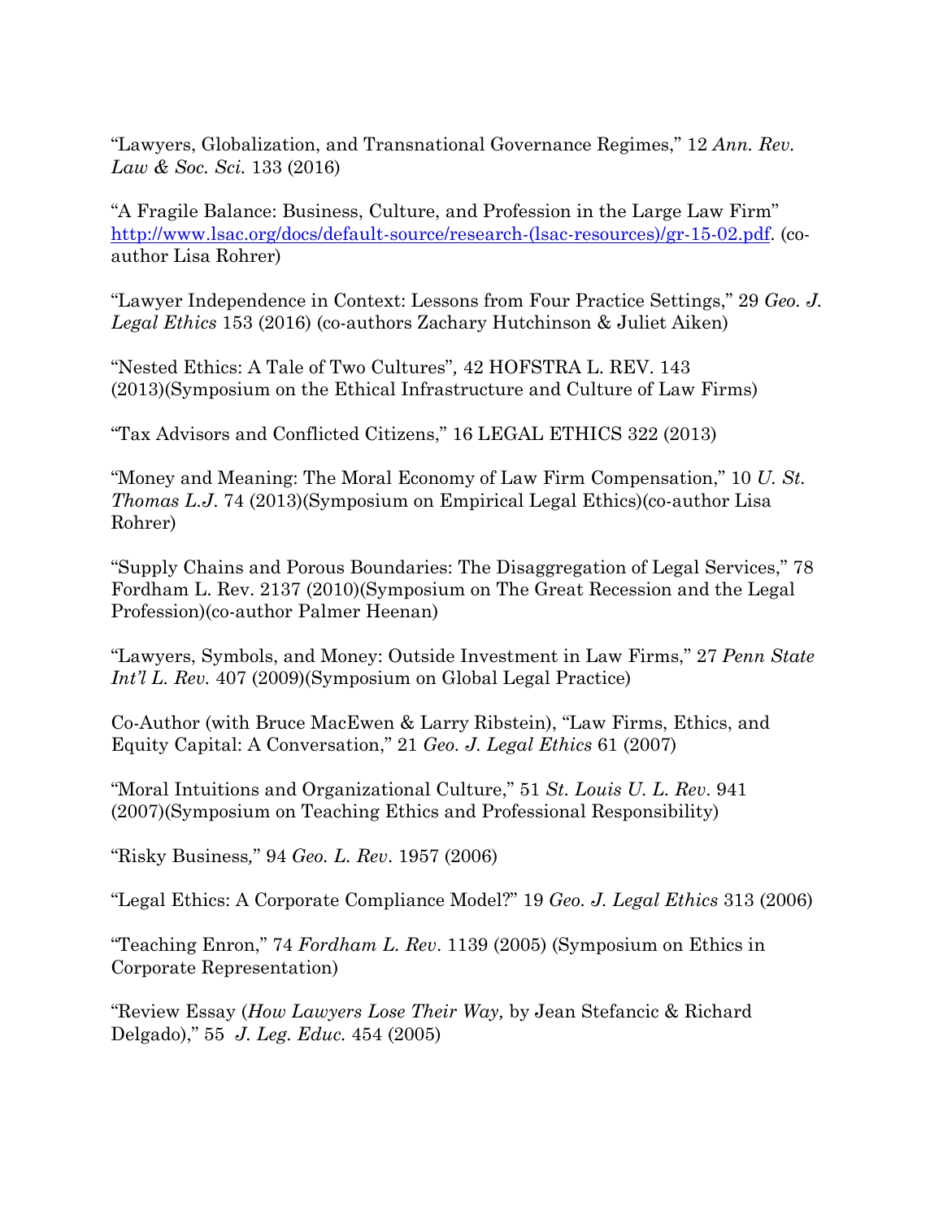"Lawyers, Globalization, and Transnational Governance Regimes," 12 *Ann. Rev. Law & Soc. Sci.* 133 (2016)

"A Fragile Balance: Business, Culture, and Profession in the Large Law Firm" http://www.lsac.org/docs/default-source/research-(lsac-resources)/gr-15-02.pdf. (co-author Lisa Rohrer)

"Lawyer Independence in Context: Lessons from Four Practice Settings," 29 *Geo. J. Legal Ethics* 153 (2016) (co-authors Zachary Hutchinson & Juliet Aiken)

"Nested Ethics: A Tale of Two Cultures", 42 HOFSTRA L. REV. 143 (2013)(Symposium on the Ethical Infrastructure and Culture of Law Firms)

"Tax Advisors and Conflicted Citizens," 16 LEGAL ETHICS 322 (2013)

"Money and Meaning: The Moral Economy of Law Firm Compensation," 10 *U. St. Thomas L.J*. 74 (2013)(Symposium on Empirical Legal Ethics)(co-author Lisa Rohrer)

"Supply Chains and Porous Boundaries: The Disaggregation of Legal Services," 78 Fordham L. Rev. 2137 (2010)(Symposium on The Great Recession and the Legal Profession)(co-author Palmer Heenan)

"Lawyers, Symbols, and Money: Outside Investment in Law Firms," 27 *Penn State Int'l L. Rev.* 407 (2009)(Symposium on Global Legal Practice)

Co-Author (with Bruce MacEwen & Larry Ribstein), "Law Firms, Ethics, and Equity Capital: A Conversation," 21 *Geo. J. Legal Ethics* 61 (2007)

"Moral Intuitions and Organizational Culture," 51 *St. Louis U. L. Rev*. 941 (2007)(Symposium on Teaching Ethics and Professional Responsibility)

"Risky Business," 94 *Geo. L. Rev*. 1957 (2006)

"Legal Ethics: A Corporate Compliance Model?" 19 *Geo. J. Legal Ethics* 313 (2006)

"Teaching Enron," 74 *Fordham L. Rev*. 1139 (2005) (Symposium on Ethics in Corporate Representation)

"Review Essay (*How Lawyers Lose Their Way,* by Jean Stefancic & Richard Delgado)," 55 *J. Leg. Educ.* 454 (2005)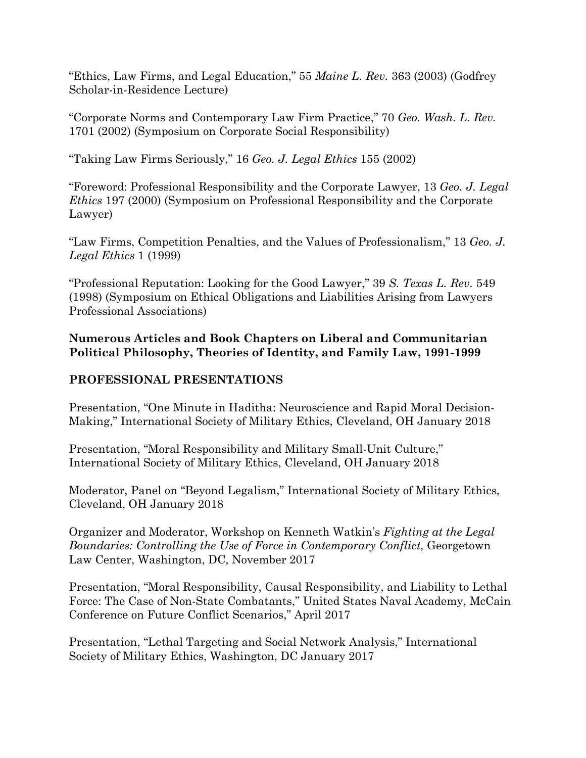"Ethics, Law Firms, and Legal Education," 55 *Maine L. Rev.* 363 (2003) (Godfrey Scholar-in-Residence Lecture)

"Corporate Norms and Contemporary Law Firm Practice," 70 *Geo. Wash. L. Rev.* 1701 (2002) (Symposium on Corporate Social Responsibility)

"Taking Law Firms Seriously," 16 *Geo. J. Legal Ethics* 155 (2002)

"Foreword: Professional Responsibility and the Corporate Lawyer, 13 *Geo. J. Legal Ethics* 197 (2000) (Symposium on Professional Responsibility and the Corporate Lawyer)

"Law Firms, Competition Penalties, and the Values of Professionalism," 13 *Geo. J. Legal Ethics* 1 (1999)

"Professional Reputation: Looking for the Good Lawyer," 39 *S. Texas L. Rev.* 549 (1998) (Symposium on Ethical Obligations and Liabilities Arising from Lawyers Professional Associations)

**Numerous Articles and Book Chapters on Liberal and Communitarian Political Philosophy, Theories of Identity, and Family Law, 1991-1999**

## PROFESSIONAL PRESENTATIONS

Presentation, "One Minute in Haditha: Neuroscience and Rapid Moral Decision-Making," International Society of Military Ethics, Cleveland, OH January 2018

Presentation, "Moral Responsibility and Military Small-Unit Culture," International Society of Military Ethics, Cleveland, OH January 2018

Moderator, Panel on "Beyond Legalism," International Society of Military Ethics, Cleveland, OH January 2018

Organizer and Moderator, Workshop on Kenneth Watkin's *Fighting at the Legal Boundaries: Controlling the Use of Force in Contemporary Conflict,* Georgetown Law Center, Washington, DC, November 2017

Presentation, "Moral Responsibility, Causal Responsibility, and Liability to Lethal Force: The Case of Non-State Combatants," United States Naval Academy, McCain Conference on Future Conflict Scenarios," April 2017

Presentation, "Lethal Targeting and Social Network Analysis," International Society of Military Ethics, Washington, DC January 2017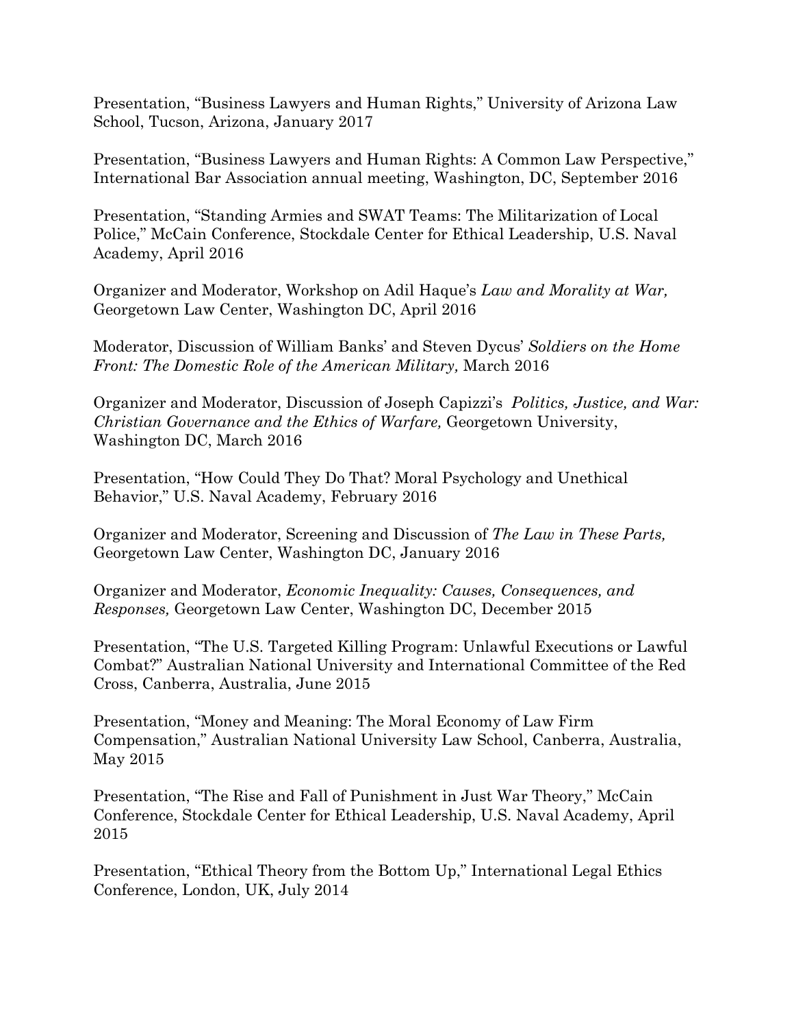Presentation, "Business Lawyers and Human Rights," University of Arizona Law School, Tucson, Arizona, January 2017

Presentation, "Business Lawyers and Human Rights: A Common Law Perspective," International Bar Association annual meeting, Washington, DC, September 2016

Presentation, "Standing Armies and SWAT Teams: The Militarization of Local Police," McCain Conference, Stockdale Center for Ethical Leadership, U.S. Naval Academy, April 2016

Organizer and Moderator, Workshop on Adil Haque's *Law and Morality at War,* Georgetown Law Center, Washington DC, April 2016

Moderator, Discussion of William Banks' and Steven Dycus' *Soldiers on the Home Front: The Domestic Role of the American Military,* March 2016

Organizer and Moderator, Discussion of Joseph Capizzi's *Politics, Justice, and War: Christian Governance and the Ethics of Warfare,* Georgetown University, Washington DC, March 2016

Presentation, "How Could They Do That? Moral Psychology and Unethical Behavior," U.S. Naval Academy, February 2016

Organizer and Moderator, Screening and Discussion of *The Law in These Parts,* Georgetown Law Center, Washington DC, January 2016

Organizer and Moderator, *Economic Inequality: Causes, Consequences, and Responses,* Georgetown Law Center, Washington DC, December 2015

Presentation, "The U.S. Targeted Killing Program: Unlawful Executions or Lawful Combat?" Australian National University and International Committee of the Red Cross, Canberra, Australia, June 2015

Presentation, "Money and Meaning: The Moral Economy of Law Firm Compensation," Australian National University Law School, Canberra, Australia, May 2015

Presentation, "The Rise and Fall of Punishment in Just War Theory," McCain Conference, Stockdale Center for Ethical Leadership, U.S. Naval Academy, April 2015

Presentation, "Ethical Theory from the Bottom Up," International Legal Ethics Conference, London, UK, July 2014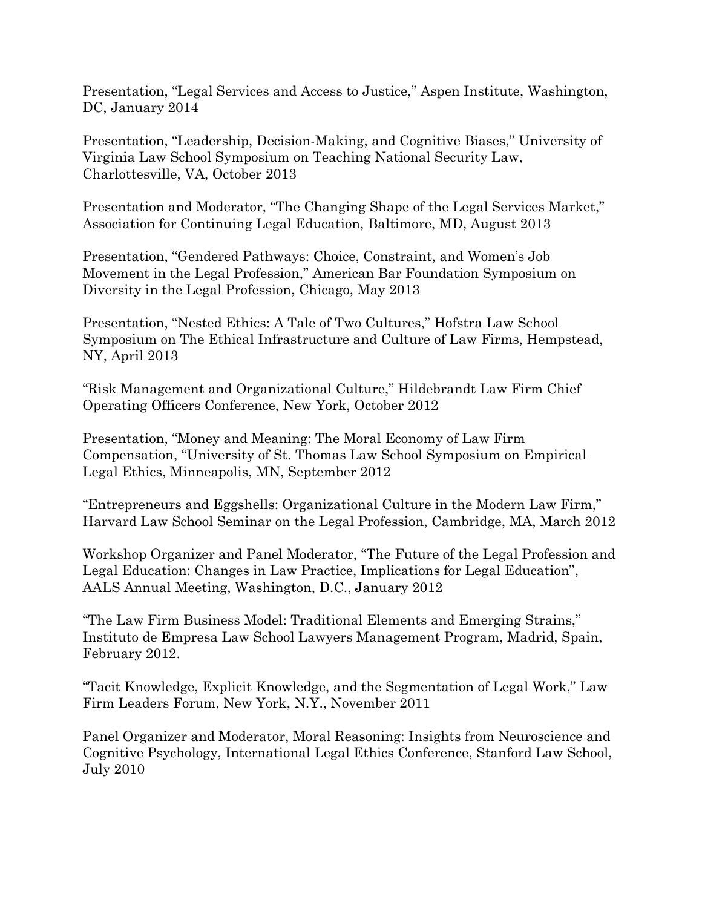Presentation, "Legal Services and Access to Justice," Aspen Institute, Washington, DC, January 2014

Presentation, "Leadership, Decision-Making, and Cognitive Biases," University of Virginia Law School Symposium on Teaching National Security Law, Charlottesville, VA, October 2013

Presentation and Moderator, "The Changing Shape of the Legal Services Market," Association for Continuing Legal Education, Baltimore, MD, August 2013

Presentation, "Gendered Pathways: Choice, Constraint, and Women's Job Movement in the Legal Profession," American Bar Foundation Symposium on Diversity in the Legal Profession, Chicago, May 2013

Presentation, "Nested Ethics: A Tale of Two Cultures," Hofstra Law School Symposium on The Ethical Infrastructure and Culture of Law Firms, Hempstead, NY, April 2013

"Risk Management and Organizational Culture," Hildebrandt Law Firm Chief Operating Officers Conference, New York, October 2012

Presentation, "Money and Meaning: The Moral Economy of Law Firm Compensation, "University of St. Thomas Law School Symposium on Empirical Legal Ethics, Minneapolis, MN, September 2012

"Entrepreneurs and Eggshells: Organizational Culture in the Modern Law Firm," Harvard Law School Seminar on the Legal Profession, Cambridge, MA, March 2012

Workshop Organizer and Panel Moderator, "The Future of the Legal Profession and Legal Education: Changes in Law Practice, Implications for Legal Education", AALS Annual Meeting, Washington, D.C., January 2012

"The Law Firm Business Model: Traditional Elements and Emerging Strains," Instituto de Empresa Law School Lawyers Management Program, Madrid, Spain, February 2012.

"Tacit Knowledge, Explicit Knowledge, and the Segmentation of Legal Work," Law Firm Leaders Forum, New York, N.Y., November 2011

Panel Organizer and Moderator, Moral Reasoning: Insights from Neuroscience and Cognitive Psychology, International Legal Ethics Conference, Stanford Law School, July 2010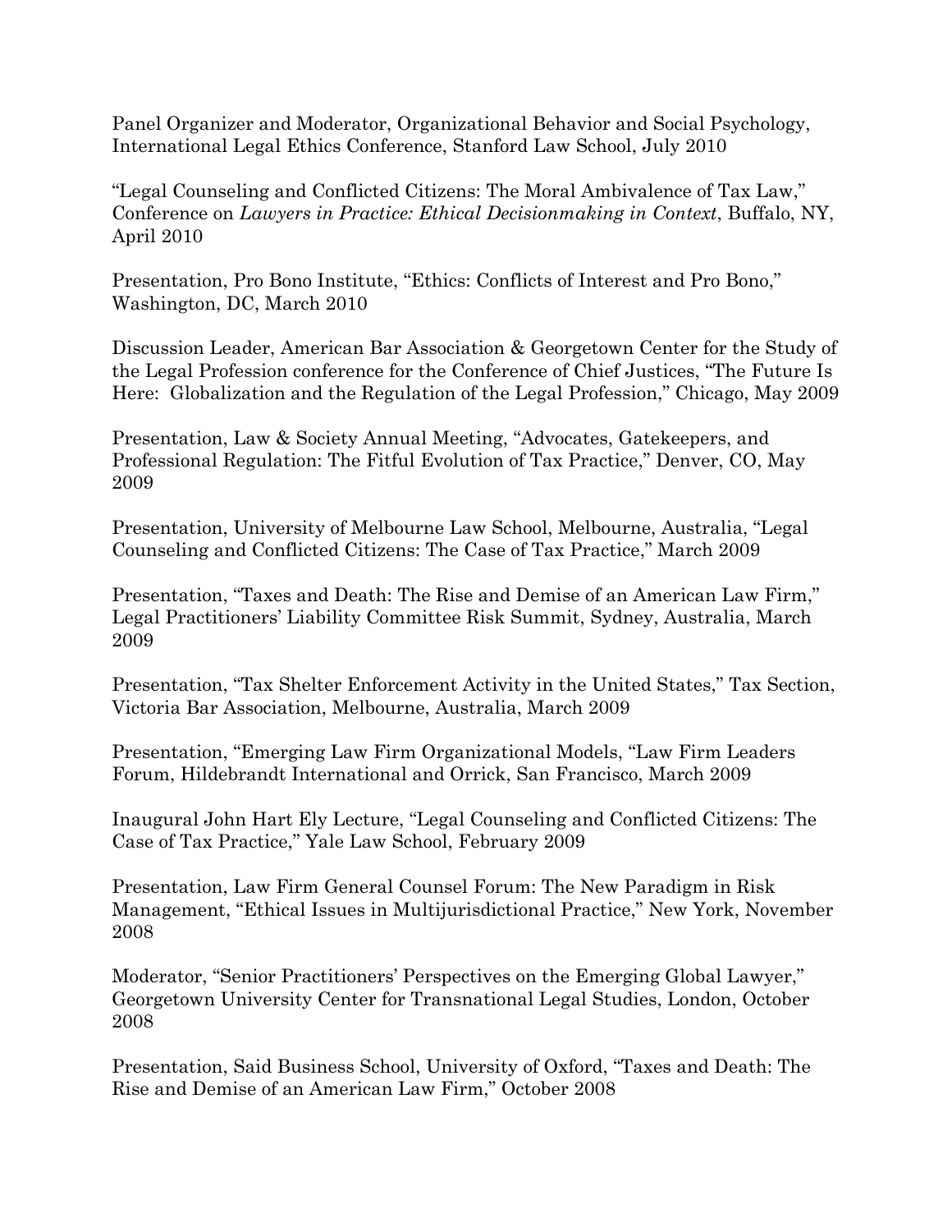Panel Organizer and Moderator, Organizational Behavior and Social Psychology, International Legal Ethics Conference, Stanford Law School, July 2010

"Legal Counseling and Conflicted Citizens: The Moral Ambivalence of Tax Law," Conference on *Lawyers in Practice: Ethical Decisionmaking in Context*, Buffalo, NY, April 2010

Presentation, Pro Bono Institute, "Ethics: Conflicts of Interest and Pro Bono," Washington, DC, March 2010

Discussion Leader, American Bar Association & Georgetown Center for the Study of the Legal Profession conference for the Conference of Chief Justices, "The Future Is Here: Globalization and the Regulation of the Legal Profession," Chicago, May 2009

Presentation, Law & Society Annual Meeting, "Advocates, Gatekeepers, and Professional Regulation: The Fitful Evolution of Tax Practice," Denver, CO, May 2009

Presentation, University of Melbourne Law School, Melbourne, Australia, "Legal Counseling and Conflicted Citizens: The Case of Tax Practice," March 2009

Presentation, "Taxes and Death: The Rise and Demise of an American Law Firm," Legal Practitioners' Liability Committee Risk Summit, Sydney, Australia, March 2009

Presentation, "Tax Shelter Enforcement Activity in the United States," Tax Section, Victoria Bar Association, Melbourne, Australia, March 2009

Presentation, "Emerging Law Firm Organizational Models, "Law Firm Leaders Forum, Hildebrandt International and Orrick, San Francisco, March 2009

Inaugural John Hart Ely Lecture, "Legal Counseling and Conflicted Citizens: The Case of Tax Practice," Yale Law School, February 2009

Presentation, Law Firm General Counsel Forum: The New Paradigm in Risk Management, "Ethical Issues in Multijurisdictional Practice," New York, November 2008

Moderator, "Senior Practitioners' Perspectives on the Emerging Global Lawyer," Georgetown University Center for Transnational Legal Studies, London, October 2008

Presentation, Said Business School, University of Oxford, "Taxes and Death: The Rise and Demise of an American Law Firm," October 2008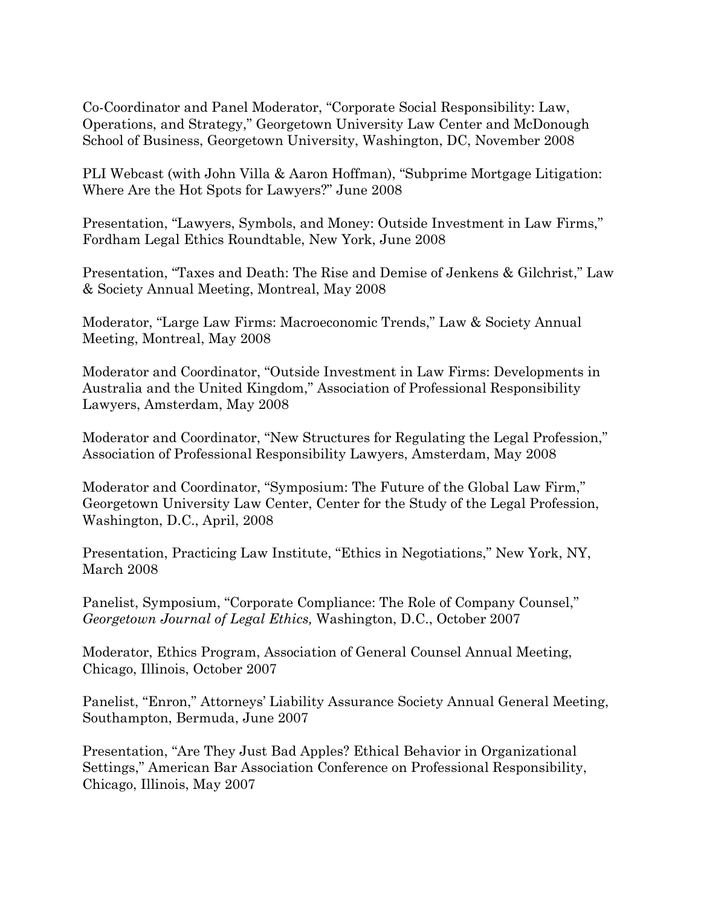Co-Coordinator and Panel Moderator, "Corporate Social Responsibility: Law, Operations, and Strategy," Georgetown University Law Center and McDonough School of Business, Georgetown University, Washington, DC, November 2008

PLI Webcast (with John Villa & Aaron Hoffman), "Subprime Mortgage Litigation: Where Are the Hot Spots for Lawyers?" June 2008

Presentation, "Lawyers, Symbols, and Money: Outside Investment in Law Firms," Fordham Legal Ethics Roundtable, New York, June 2008

Presentation, "Taxes and Death: The Rise and Demise of Jenkens & Gilchrist," Law & Society Annual Meeting, Montreal, May 2008

Moderator, "Large Law Firms: Macroeconomic Trends," Law & Society Annual Meeting, Montreal, May 2008

Moderator and Coordinator, "Outside Investment in Law Firms: Developments in Australia and the United Kingdom," Association of Professional Responsibility Lawyers, Amsterdam, May 2008

Moderator and Coordinator, "New Structures for Regulating the Legal Profession," Association of Professional Responsibility Lawyers, Amsterdam, May 2008

Moderator and Coordinator, "Symposium: The Future of the Global Law Firm," Georgetown University Law Center, Center for the Study of the Legal Profession, Washington, D.C., April, 2008

Presentation, Practicing Law Institute, "Ethics in Negotiations," New York, NY, March 2008

Panelist, Symposium, "Corporate Compliance: The Role of Company Counsel," *Georgetown Journal of Legal Ethics,* Washington, D.C., October 2007

Moderator, Ethics Program, Association of General Counsel Annual Meeting, Chicago, Illinois, October 2007

Panelist, "Enron," Attorneys' Liability Assurance Society Annual General Meeting, Southampton, Bermuda, June 2007

Presentation, "Are They Just Bad Apples? Ethical Behavior in Organizational Settings," American Bar Association Conference on Professional Responsibility, Chicago, Illinois, May 2007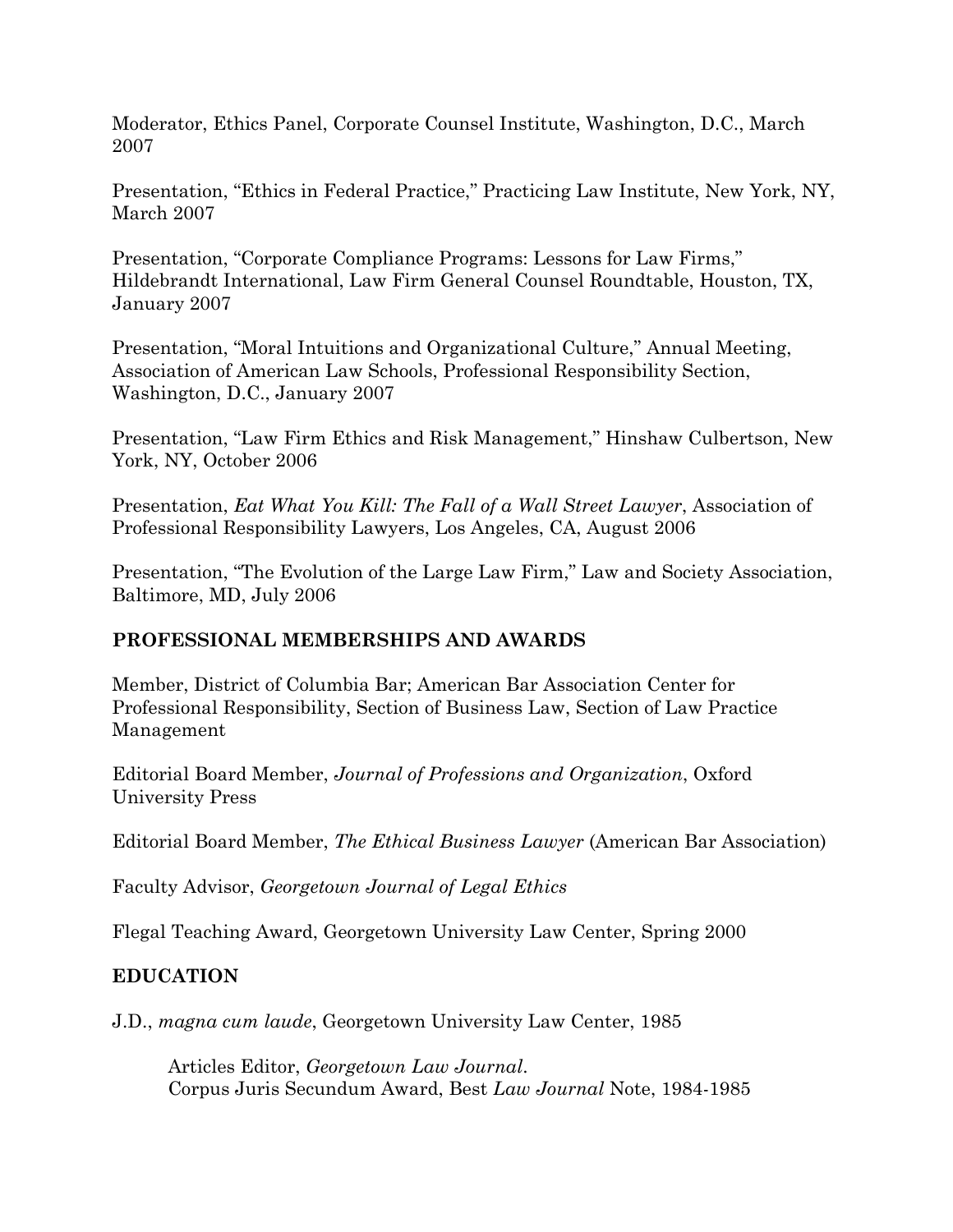Moderator, Ethics Panel, Corporate Counsel Institute, Washington, D.C., March 2007

Presentation, "Ethics in Federal Practice," Practicing Law Institute, New York, NY, March 2007

Presentation, "Corporate Compliance Programs: Lessons for Law Firms," Hildebrandt International, Law Firm General Counsel Roundtable, Houston, TX, January 2007

Presentation, "Moral Intuitions and Organizational Culture," Annual Meeting, Association of American Law Schools, Professional Responsibility Section, Washington, D.C., January 2007

Presentation, "Law Firm Ethics and Risk Management," Hinshaw Culbertson, New York, NY, October 2006

Presentation, *Eat What You Kill: The Fall of a Wall Street Lawyer*, Association of Professional Responsibility Lawyers, Los Angeles, CA, August 2006

Presentation, "The Evolution of the Large Law Firm," Law and Society Association, Baltimore, MD, July 2006

## PROFESSIONAL MEMBERSHIPS AND AWARDS

Member, District of Columbia Bar; American Bar Association Center for Professional Responsibility, Section of Business Law, Section of Law Practice Management

Editorial Board Member, *Journal of Professions and Organization*, Oxford University Press

Editorial Board Member, *The Ethical Business Lawyer* (American Bar Association)

Faculty Advisor, *Georgetown Journal of Legal Ethics*

Flegal Teaching Award, Georgetown University Law Center, Spring 2000

## EDUCATION

J.D., *magna cum laude*, Georgetown University Law Center, 1985

Articles Editor, *Georgetown Law Journal*.
Corpus Juris Secundum Award, Best *Law Journal* Note, 1984-1985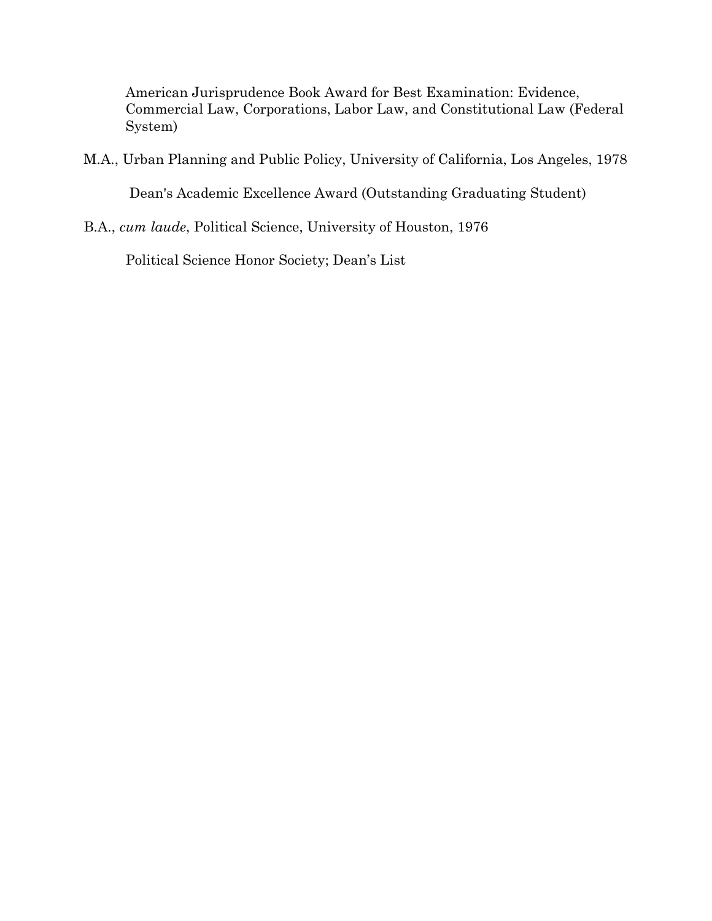American Jurisprudence Book Award for Best Examination: Evidence, Commercial Law, Corporations, Labor Law, and Constitutional Law (Federal System)

M.A., Urban Planning and Public Policy, University of California, Los Angeles, 1978

Dean's Academic Excellence Award (Outstanding Graduating Student)

B.A., *cum laude*, Political Science, University of Houston, 1976

Political Science Honor Society; Dean's List